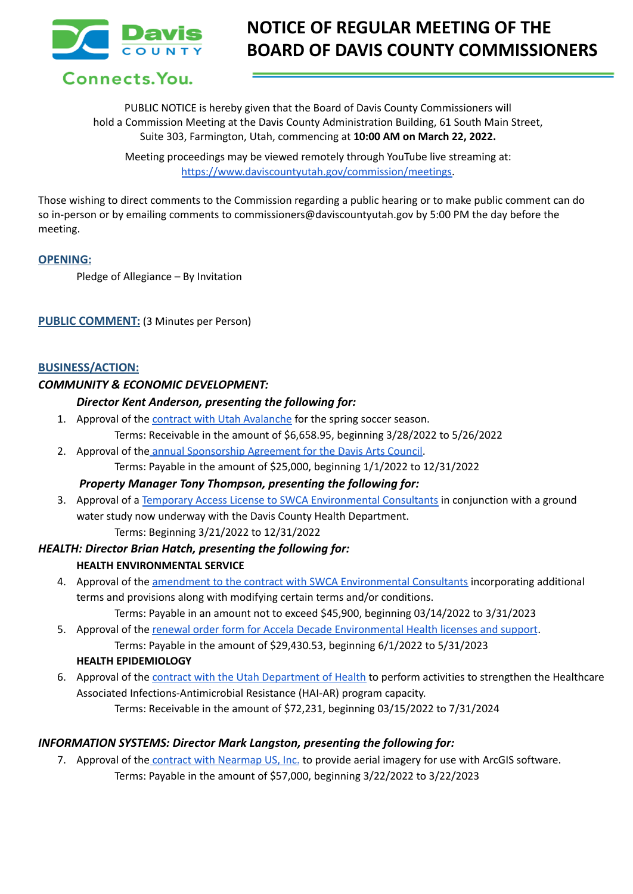Davis COUNTY

Connects.You.

# NOTICE OF REGULAR MEETING OF THE BOARD OF DAVIS COUNTY COMMISSIONERS

PUBLIC NOTICE is hereby given that the Board of Davis County Commissioners will hold a Commission Meeting at the Davis County Administration Building, 61 South Main Street, Suite 303, Farmington, Utah, commencing at **10:00 AM on March 22, 2022.**

Meeting proceedings may be viewed remotely through YouTube live streaming at: https://www.daviscountyutah.gov/commission/meetings.

Those wishing to direct comments to the Commission regarding a public hearing or to make public comment can do so in-person or by emailing comments to commissioners@daviscountyutah.gov by 5:00 PM the day before the meeting.

## OPENING:

Pledge of Allegiance – By Invitation

## PUBLIC COMMENT: (3 Minutes per Person)

## BUSINESS/ACTION:

### *COMMUNITY & ECONOMIC DEVELOPMENT:*

***Director Kent Anderson, presenting the following for:***

1. Approval of the contract with Utah Avalanche for the spring soccer season.
   Terms: Receivable in the amount of $6,658.95, beginning 3/28/2022 to 5/26/2022
2. Approval of the annual Sponsorship Agreement for the Davis Arts Council.
   Terms: Payable in the amount of $25,000, beginning 1/1/2022 to 12/31/2022

***Property Manager Tony Thompson, presenting the following for:***

3. Approval of a Temporary Access License to SWCA Environmental Consultants in conjunction with a ground water study now underway with the Davis County Health Department.
   Terms: Beginning 3/21/2022 to 12/31/2022

### *HEALTH: Director Brian Hatch, presenting the following for:*

**HEALTH ENVIRONMENTAL SERVICE**

4. Approval of the amendment to the contract with SWCA Environmental Consultants incorporating additional terms and provisions along with modifying certain terms and/or conditions.
   Terms: Payable in an amount not to exceed $45,900, beginning 03/14/2022 to 3/31/2023
5. Approval of the renewal order form for Accela Decade Environmental Health licenses and support.
   Terms: Payable in the amount of $29,430.53, beginning 6/1/2022 to 5/31/2023

**HEALTH EPIDEMIOLOGY**

6. Approval of the contract with the Utah Department of Health to perform activities to strengthen the Healthcare Associated Infections-Antimicrobial Resistance (HAI-AR) program capacity.
   Terms: Receivable in the amount of $72,231, beginning 03/15/2022 to 7/31/2024

### *INFORMATION SYSTEMS: Director Mark Langston, presenting the following for:*

7. Approval of the contract with Nearmap US, Inc. to provide aerial imagery for use with ArcGIS software.
   Terms: Payable in the amount of $57,000, beginning 3/22/2022 to 3/22/2023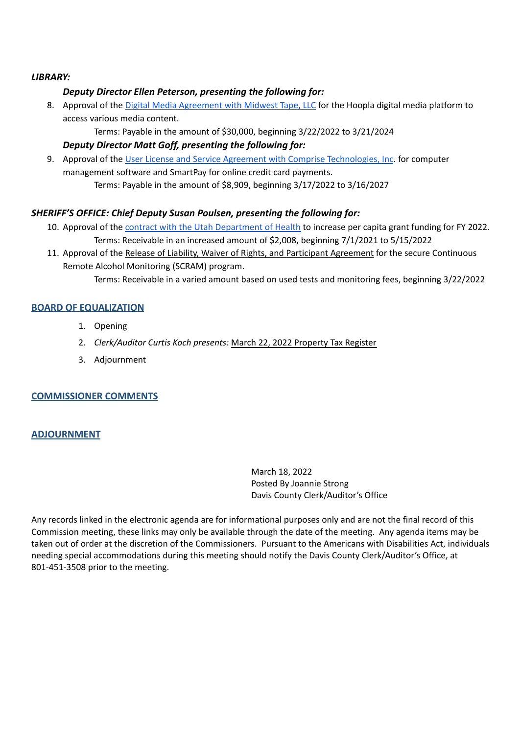***LIBRARY:***

***Deputy Director Ellen Peterson, presenting the following for:***

8. Approval of the Digital Media Agreement with Midwest Tape, LLC for the Hoopla digital media platform to access various media content.

   Terms: Payable in the amount of $30,000, beginning 3/22/2022 to 3/21/2024

***Deputy Director Matt Goff, presenting the following for:***

9. Approval of the User License and Service Agreement with Comprise Technologies, Inc. for computer management software and SmartPay for online credit card payments.

   Terms: Payable in the amount of $8,909, beginning 3/17/2022 to 3/16/2027

***SHERIFF'S OFFICE: Chief Deputy Susan Poulsen, presenting the following for:***

10. Approval of the contract with the Utah Department of Health to increase per capita grant funding for FY 2022.

    Terms: Receivable in an increased amount of $2,008, beginning 7/1/2021 to 5/15/2022

11. Approval of the Release of Liability, Waiver of Rights, and Participant Agreement for the secure Continuous Remote Alcohol Monitoring (SCRAM) program.

    Terms: Receivable in a varied amount based on used tests and monitoring fees, beginning 3/22/2022

## BOARD OF EQUALIZATION

1. Opening
2. *Clerk/Auditor Curtis Koch presents:* March 22, 2022 Property Tax Register
3. Adjournment

## COMMISSIONER COMMENTS

## ADJOURNMENT

March 18, 2022
Posted By Joannie Strong
Davis County Clerk/Auditor's Office

Any records linked in the electronic agenda are for informational purposes only and are not the final record of this Commission meeting, these links may only be available through the date of the meeting. Any agenda items may be taken out of order at the discretion of the Commissioners. Pursuant to the Americans with Disabilities Act, individuals needing special accommodations during this meeting should notify the Davis County Clerk/Auditor's Office, at 801-451-3508 prior to the meeting.